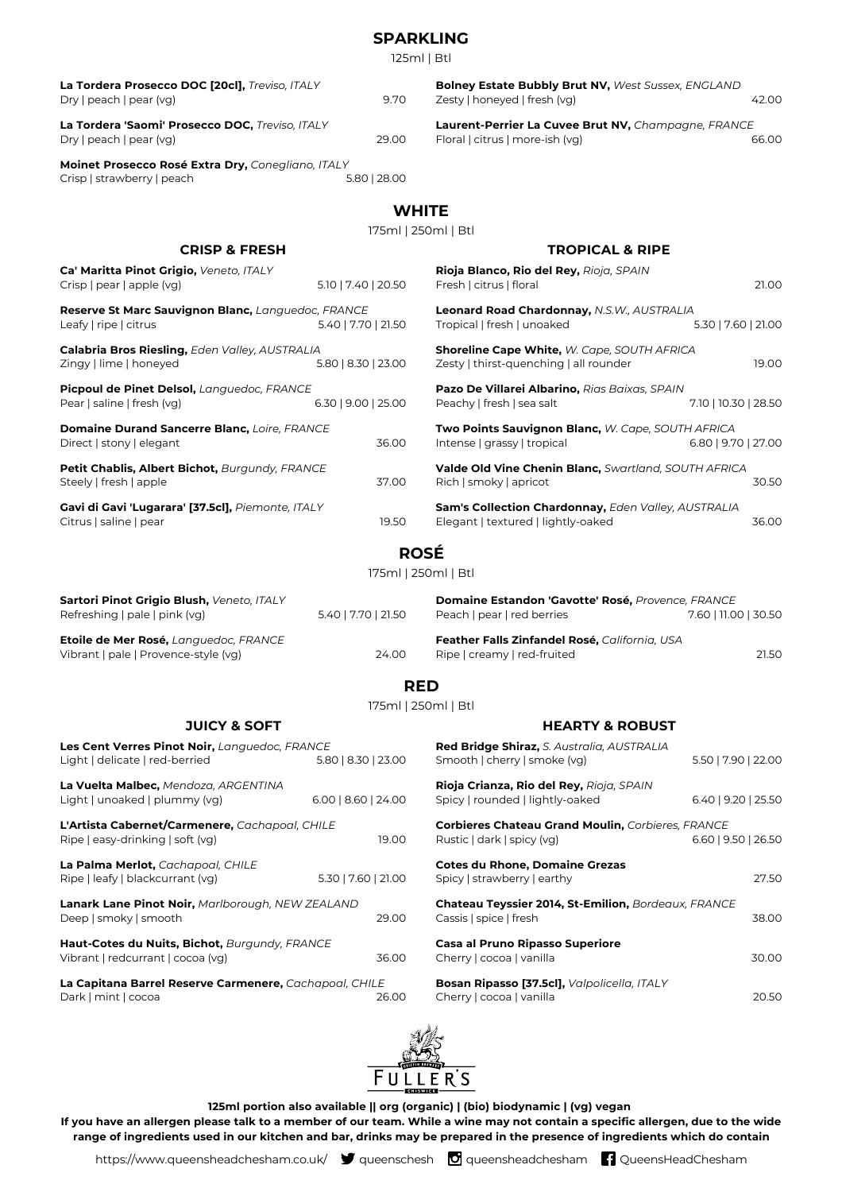## SPARKLING

125ml | Btl

**La Tordera Prosecco DOC [20cl],** *Treviso, ITALY*
Dry | peach | pear (vg) 9.70

**La Tordera 'Saomi' Prosecco DOC,** *Treviso, ITALY*
Dry | peach | pear (vg) 29.00

**Moinet Prosecco Rosé Extra Dry,** *Conegliano, ITALY*
Crisp | strawberry | peach 5.80 | 28.00

**Bolney Estate Bubbly Brut NV,** *West Sussex, ENGLAND*
Zesty | honeyed | fresh (vg) 42.00

**Laurent-Perrier La Cuvee Brut NV,** *Champagne, FRANCE*
Floral | citrus | more-ish (vg) 66.00

## WHITE

175ml | 250ml | Btl

### CRISP & FRESH

**Ca' Maritta Pinot Grigio,** *Veneto, ITALY*
Crisp | pear | apple (vg) 5.10 | 7.40 | 20.50

**Reserve St Marc Sauvignon Blanc,** *Languedoc, FRANCE*
Leafy | ripe | citrus 5.40 | 7.70 | 21.50

**Calabria Bros Riesling,** *Eden Valley, AUSTRALIA*
Zingy | lime | honeyed 5.80 | 8.30 | 23.00

**Picpoul de Pinet Delsol,** *Languedoc, FRANCE*
Pear | saline | fresh (vg) 6.30 | 9.00 | 25.00

**Domaine Durand Sancerre Blanc,** *Loire, FRANCE*
Direct | stony | elegant 36.00

**Petit Chablis, Albert Bichot,** *Burgundy, FRANCE*
Steely | fresh | apple 37.00

**Gavi di Gavi 'Lugarara' [37.5cl],** *Piemonte, ITALY*
Citrus | saline | pear 19.50

### TROPICAL & RIPE

**Rioja Blanco, Rio del Rey,** *Rioja, SPAIN*
Fresh | citrus | floral 21.00

**Leonard Road Chardonnay,** *N.S.W., AUSTRALIA*
Tropical | fresh | unoaked 5.30 | 7.60 | 21.00

**Shoreline Cape White,** *W. Cape, SOUTH AFRICA*
Zesty | thirst-quenching | all rounder 19.00

**Pazo De Villarei Albarino,** *Rias Baixas, SPAIN*
Peachy | fresh | sea salt 7.10 | 10.30 | 28.50

**Two Points Sauvignon Blanc,** *W. Cape, SOUTH AFRICA*
Intense | grassy | tropical 6.80 | 9.70 | 27.00

**Valde Old Vine Chenin Blanc,** *Swartland, SOUTH AFRICA*
Rich | smoky | apricot 30.50

**Sam's Collection Chardonnay,** *Eden Valley, AUSTRALIA*
Elegant | textured | lightly-oaked 36.00

## ROSÉ

175ml | 250ml | Btl

**Sartori Pinot Grigio Blush,** *Veneto, ITALY*
Refreshing | pale | pink (vg) 5.40 | 7.70 | 21.50

**Etoile de Mer Rosé,** *Languedoc, FRANCE*
Vibrant | pale | Provence-style (vg) 24.00

**Domaine Estandon 'Gavotte' Rosé,** *Provence, FRANCE*
Peach | pear | red berries 7.60 | 11.00 | 30.50

**Feather Falls Zinfandel Rosé,** *California, USA*
Ripe | creamy | red-fruited 21.50

## RED

175ml | 250ml | Btl

### JUICY & SOFT

**Les Cent Verres Pinot Noir,** *Languedoc, FRANCE*
Light | delicate | red-berried 5.80 | 8.30 | 23.00

**La Vuelta Malbec,** *Mendoza, ARGENTINA*
Light | unoaked | plummy (vg) 6.00 | 8.60 | 24.00

**L'Artista Cabernet/Carmenere,** *Cachapoal, CHILE*
Ripe | easy-drinking | soft (vg) 19.00

**La Palma Merlot,** *Cachapoal, CHILE*
Ripe | leafy | blackcurrant (vg) 5.30 | 7.60 | 21.00

**Lanark Lane Pinot Noir,** *Marlborough, NEW ZEALAND*
Deep | smoky | smooth 29.00

**Haut-Cotes du Nuits, Bichot,** *Burgundy, FRANCE*
Vibrant | redcurrant | cocoa (vg) 36.00

**La Capitana Barrel Reserve Carmenere,** *Cachapoal, CHILE*
Dark | mint | cocoa 26.00

### HEARTY & ROBUST

**Red Bridge Shiraz,** *S. Australia, AUSTRALIA*
Smooth | cherry | smoke (vg) 5.50 | 7.90 | 22.00

**Rioja Crianza, Rio del Rey,** *Rioja, SPAIN*
Spicy | rounded | lightly-oaked 6.40 | 9.20 | 25.50

**Corbieres Chateau Grand Moulin,** *Corbieres, FRANCE*
Rustic | dark | spicy (vg) 6.60 | 9.50 | 26.50

**Cotes du Rhone, Domaine Grezas**
Spicy | strawberry | earthy 27.50

**Chateau Teyssier 2014, St-Emilion,** *Bordeaux, FRANCE*
Cassis | spice | fresh 38.00

**Casa al Pruno Ripasso Superiore**
Cherry | cocoa | vanilla 30.00

**Bosan Ripasso [37.5cl],** *Valpolicella, ITALY*
Cherry | cocoa | vanilla 20.50

FULLER'S

**125ml portion also available || org (organic) | (bio) biodynamic | (vg) vegan**

**If you have an allergen please talk to a member of our team. While a wine may not contain a specific allergen, due to the wide range of ingredients used in our kitchen and bar, drinks may be prepared in the presence of ingredients which do contain**

https://www.queensheadchesham.co.uk/ queenschesh queensheadchesham QueensHeadChesham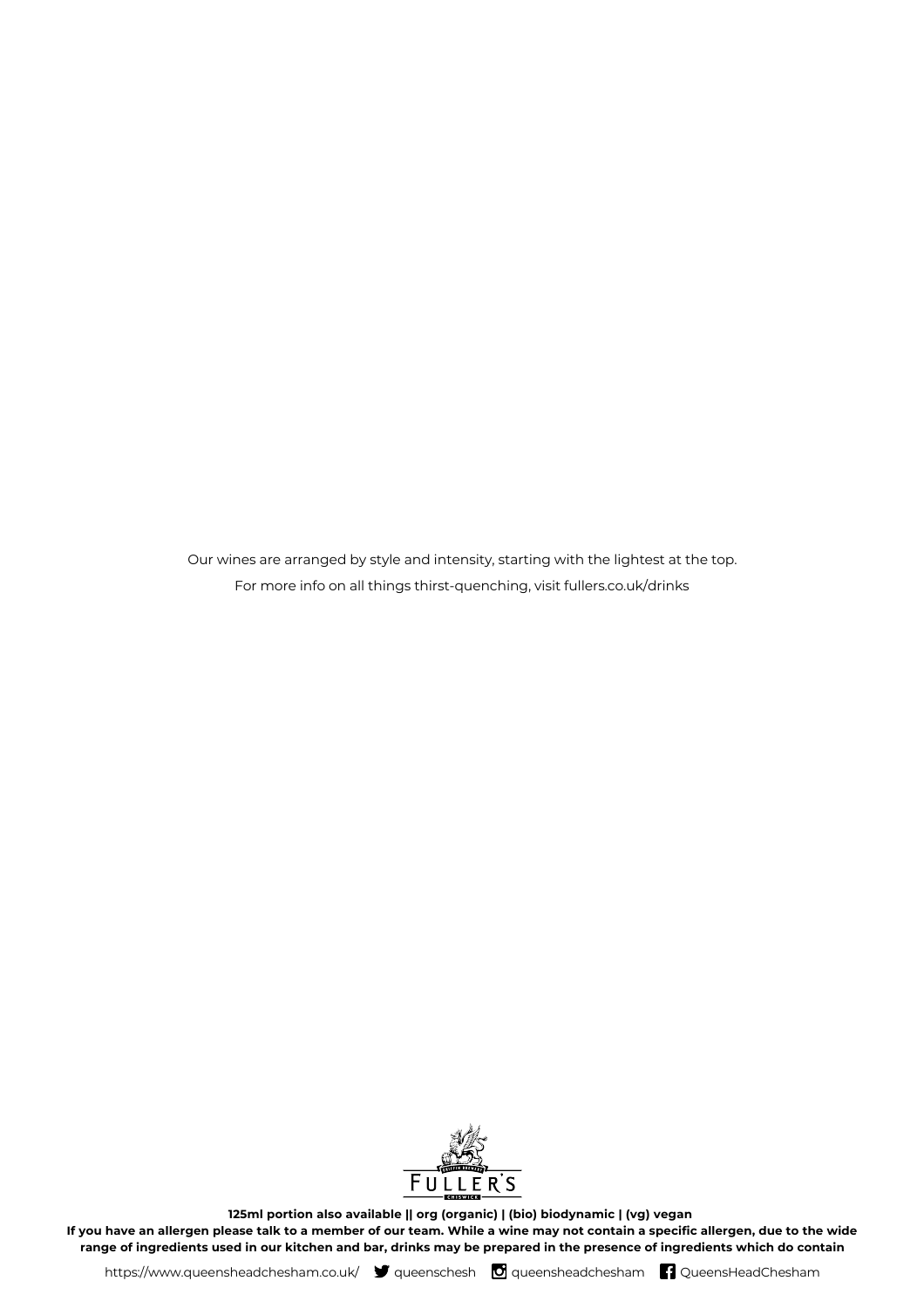Our wines are arranged by style and intensity, starting with the lightest at the top.

For more info on all things thirst-quenching, visit fullers.co.uk/drinks

**125ml portion also available || org (organic) | (bio) biodynamic | (vg) vegan**

**If you have an allergen please talk to a member of our team. While a wine may not contain a specific allergen, due to the wide range of ingredients used in our kitchen and bar, drinks may be prepared in the presence of ingredients which do contain**

https://www.queensheadchesham.co.uk/ queenschesh queensheadchesham QueensHeadChesham